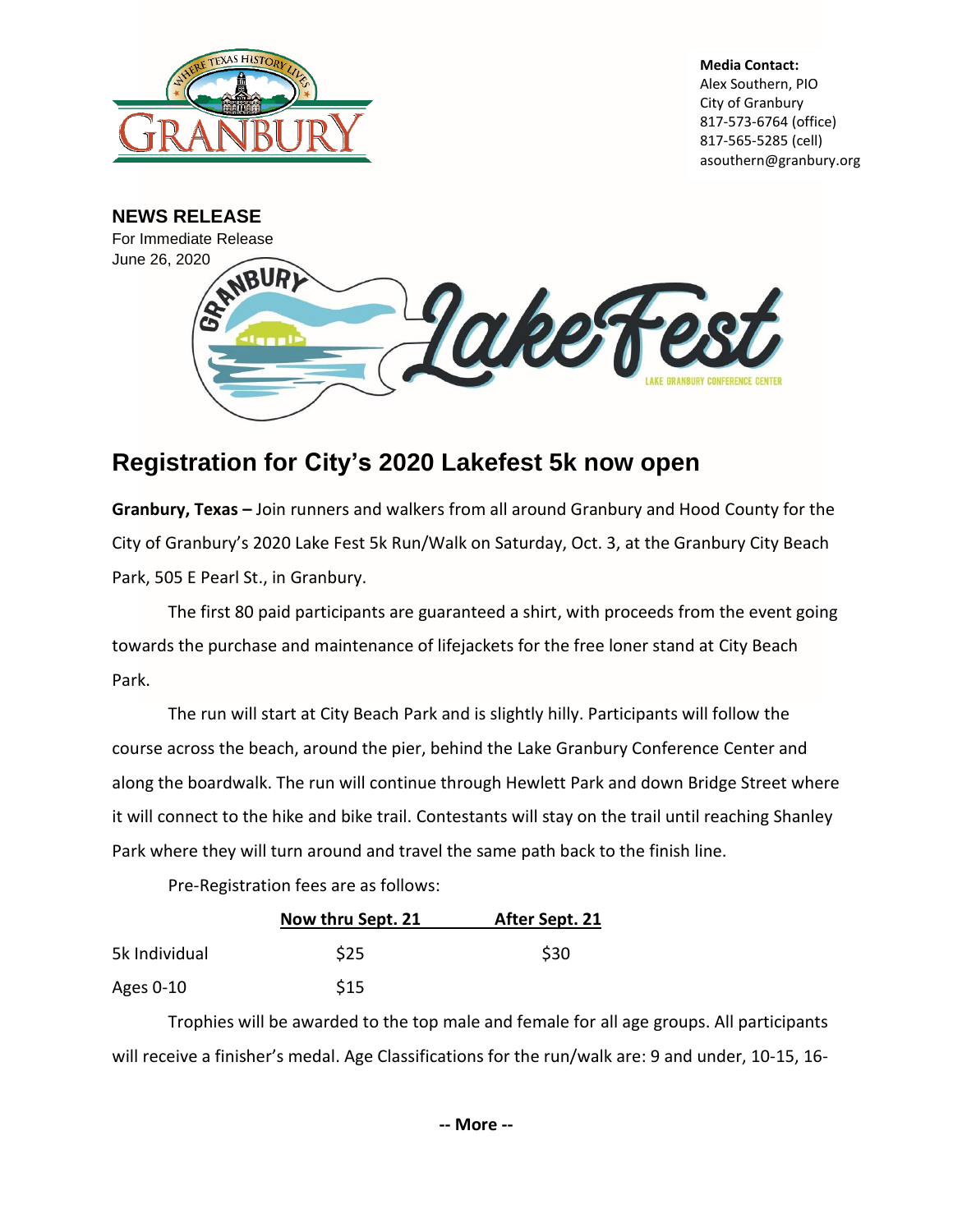**Media Contact:**
Alex Southern, PIO
City of Granbury
817-573-6764 (office)
817-565-5285 (cell)
asouthern@granbury.org

**NEWS RELEASE**
For Immediate Release
June 26, 2020

# Registration for City's 2020 Lakefest 5k now open

**Granbury, Texas –** Join runners and walkers from all around Granbury and Hood County for the City of Granbury's 2020 Lake Fest 5k Run/Walk on Saturday, Oct. 3, at the Granbury City Beach Park, 505 E Pearl St., in Granbury.

The first 80 paid participants are guaranteed a shirt, with proceeds from the event going towards the purchase and maintenance of lifejackets for the free loner stand at City Beach Park.

The run will start at City Beach Park and is slightly hilly. Participants will follow the course across the beach, around the pier, behind the Lake Granbury Conference Center and along the boardwalk. The run will continue through Hewlett Park and down Bridge Street where it will connect to the hike and bike trail. Contestants will stay on the trail until reaching Shanley Park where they will turn around and travel the same path back to the finish line.

Pre-Registration fees are as follows:

| | Now thru Sept. 21 | After Sept. 21 |
|---|---|---|
| 5k Individual | $25 | $30 |
| Ages 0-10 | $15 | |

Trophies will be awarded to the top male and female for all age groups. All participants will receive a finisher's medal. Age Classifications for the run/walk are: 9 and under, 10-15, 16-

-- More --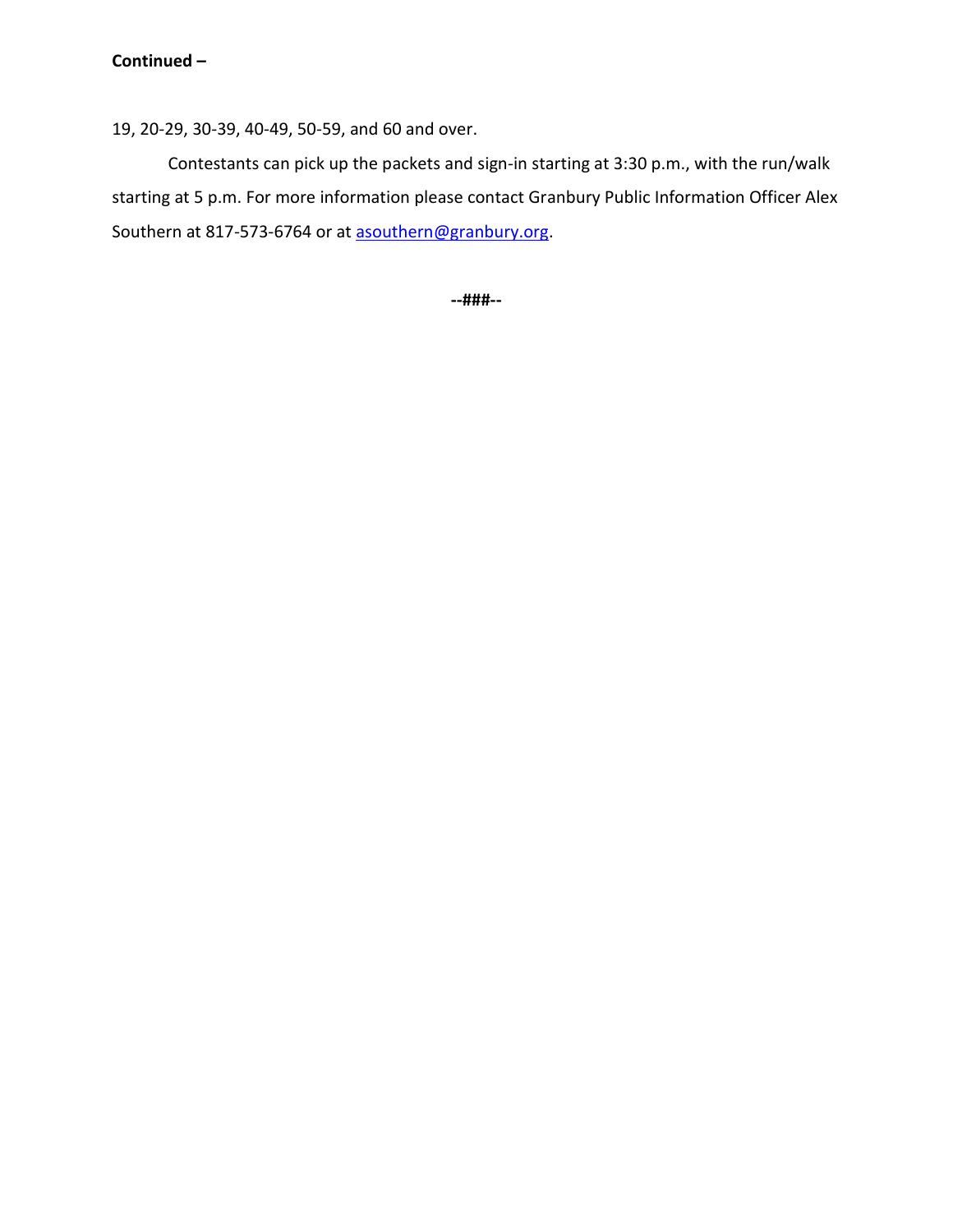**Continued –**

19, 20-29, 30-39, 40-49, 50-59, and 60 and over.

Contestants can pick up the packets and sign-in starting at 3:30 p.m., with the run/walk starting at 5 p.m. For more information please contact Granbury Public Information Officer Alex Southern at 817-573-6764 or at asouthern@granbury.org.

**--###--**